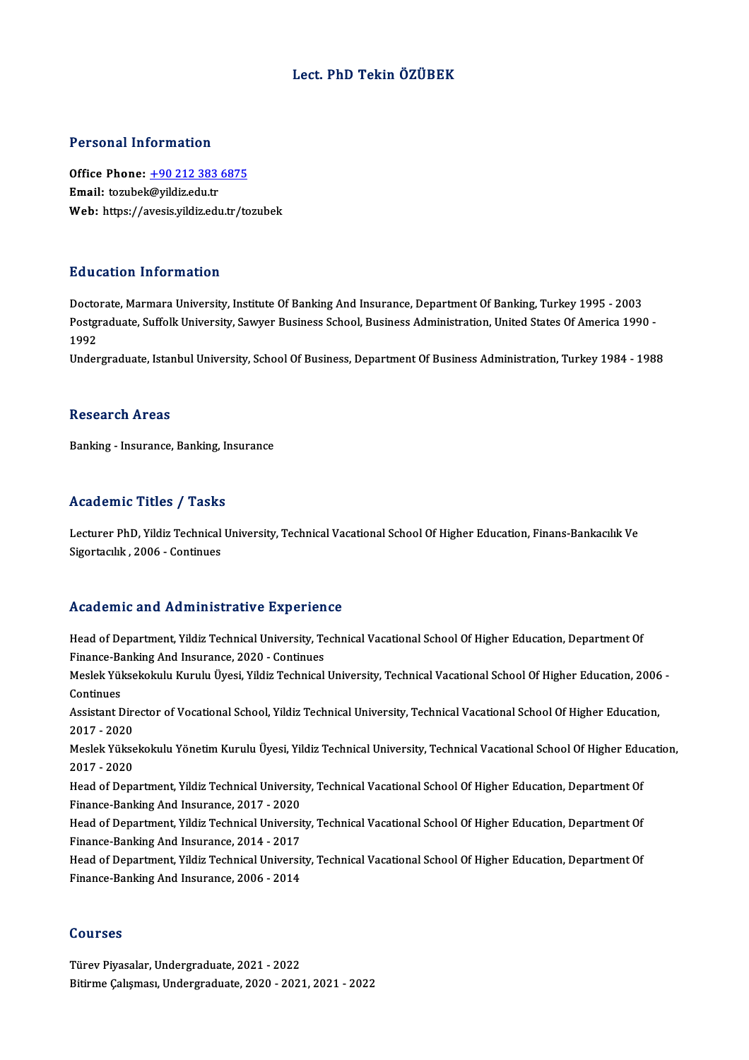# Lect. PhD Tekin ÖZÜBEK

## Personal Information

**Office Phone:** +90 212 383 6875
**Email:** tozubek@yildiz.edu.tr
**Web:** https://avesis.yildiz.edu.tr/tozubek

## Education Information

Doctorate, Marmara University, Institute Of Banking And Insurance, Department Of Banking, Turkey 1995 - 2003
Postgraduate, Suffolk University, Sawyer Business School, Business Administration, United States Of America 1990 - 1992
Undergraduate, Istanbul University, School Of Business, Department Of Business Administration, Turkey 1984 - 1988

## Research Areas

Banking - Insurance, Banking, Insurance

## Academic Titles / Tasks

Lecturer PhD, Yildiz Technical University, Technical Vocational School Of Higher Education, Finans-Bankacılık Ve Sigortacılık , 2006 - Continues

## Academic and Administrative Experience

Head of Department, Yildiz Technical University, Technical Vocational School Of Higher Education, Department Of Finance-Banking And Insurance, 2020 - Continues
Meslek Yüksekokulu Kurulu Üyesi, Yildiz Technical University, Technical Vacational School Of Higher Education, 2006 - Continues
Assistant Director of Vocational School, Yildiz Technical University, Technical Vacational School Of Higher Education, 2017 - 2020
Meslek Yüksekokulu Yönetim Kurulu Üyesi, Yildiz Technical University, Technical Vacational School Of Higher Education, 2017 - 2020
Head of Department, Yildiz Technical University, Technical Vocational School Of Higher Education, Department Of Finance-Banking And Insurance, 2017 - 2020
Head of Department, Yildiz Technical University, Technical Vocational School Of Higher Education, Department Of Finance-Banking And Insurance, 2014 - 2017
Head of Department, Yildiz Technical University, Technical Vocational School Of Higher Education, Department Of Finance-Banking And Insurance, 2006 - 2014

## Courses

Türev Piyasalar, Undergraduate, 2021 - 2022
Bitirme Çalışması, Undergraduate, 2020 - 2021, 2021 - 2022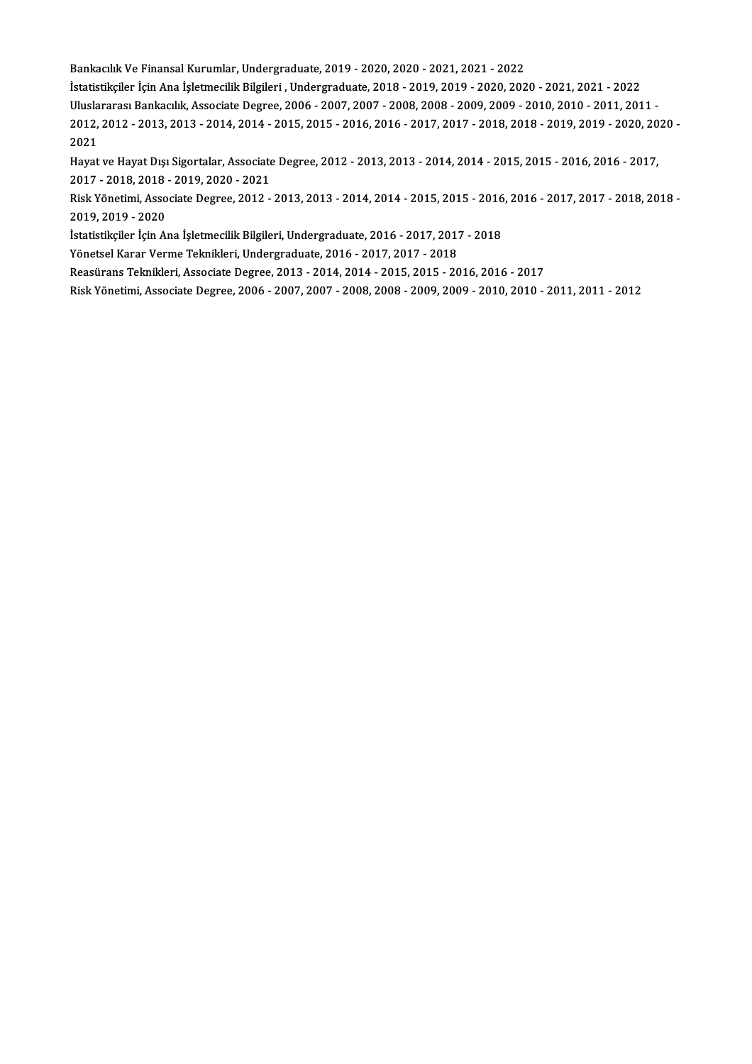Bankacılık Ve Finansal Kurumlar, Undergraduate, 2019 - 2020, 2020 - 2021, 2021 - 2022
İstatistikçiler İçin Ana İşletmecilik Bilgileri , Undergraduate, 2018 - 2019, 2019 - 2020, 2020 - 2021, 2021 - 2022
Uluslararası Bankacılık, Associate Degree, 2006 - 2007, 2007 - 2008, 2008 - 2009, 2009 - 2010, 2010 - 2011, 2011 - 2012, 2012 - 2013, 2013 - 2014, 2014 - 2015, 2015 - 2016, 2016 - 2017, 2017 - 2018, 2018 - 2019, 2019 - 2020, 2020 - 2021
Hayat ve Hayat Dışı Sigortalar, Associate Degree, 2012 - 2013, 2013 - 2014, 2014 - 2015, 2015 - 2016, 2016 - 2017, 2017 - 2018, 2018 - 2019, 2020 - 2021
Risk Yönetimi, Associate Degree, 2012 - 2013, 2013 - 2014, 2014 - 2015, 2015 - 2016, 2016 - 2017, 2017 - 2018, 2018 - 2019, 2019 - 2020
İstatistikçiler İçin Ana İşletmecilik Bilgileri, Undergraduate, 2016 - 2017, 2017 - 2018
Yönetsel Karar Verme Teknikleri, Undergraduate, 2016 - 2017, 2017 - 2018
Reasürans Teknikleri, Associate Degree, 2013 - 2014, 2014 - 2015, 2015 - 2016, 2016 - 2017
Risk Yönetimi, Associate Degree, 2006 - 2007, 2007 - 2008, 2008 - 2009, 2009 - 2010, 2010 - 2011, 2011 - 2012